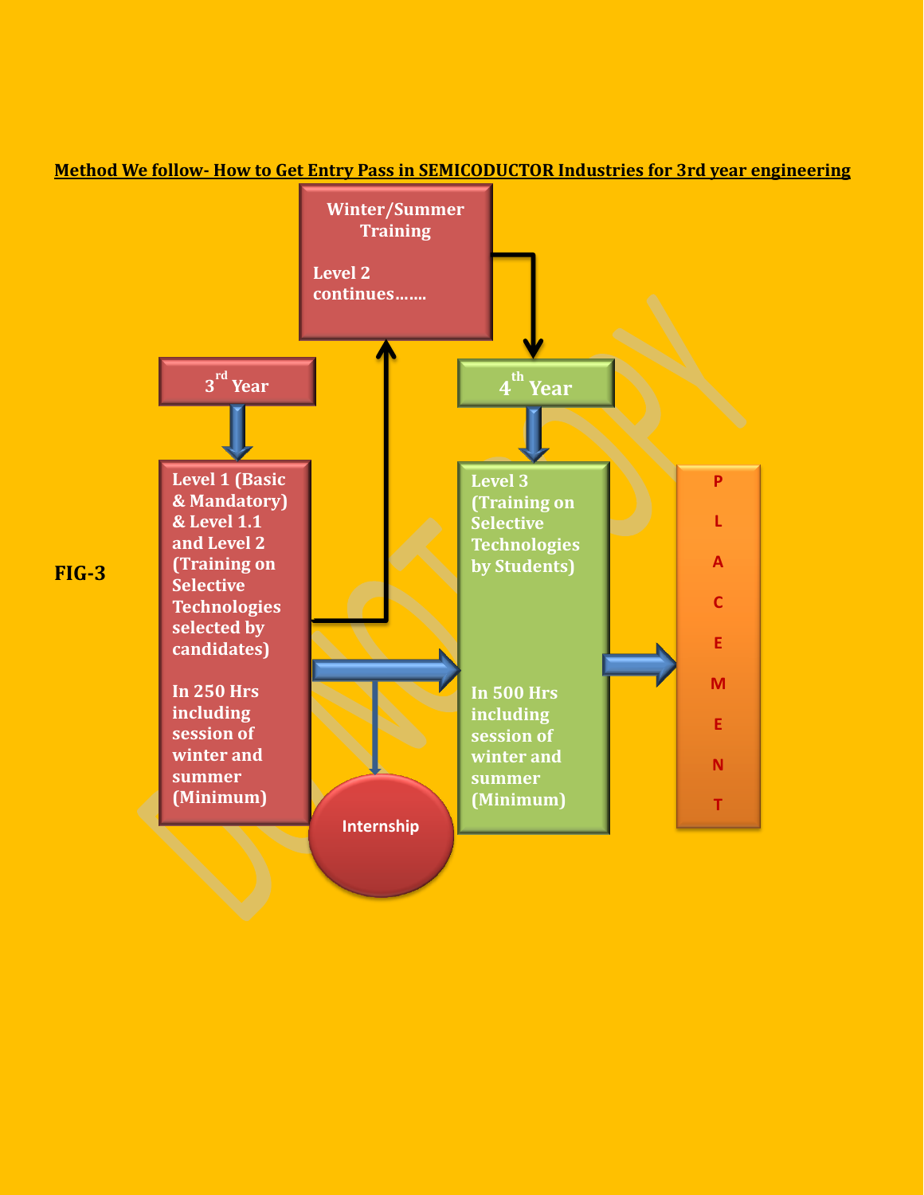**Method We follow- How to Get Entry Pass in SEMICODUCTOR Industries for 3rd year engineering**

Winter/Summer Training

Level 2 continues…….

3rd Year

4th Year

Level 1 (Basic & Mandatory) & Level 1.1 and Level 2 (Training on Selective Technologies selected by candidates)

In 250 Hrs including session of winter and summer (Minimum)

Level 3 (Training on Selective Technologies by Students)

In 500 Hrs including session of winter and summer (Minimum)

Internship

PLACEMENT

**FIG-3**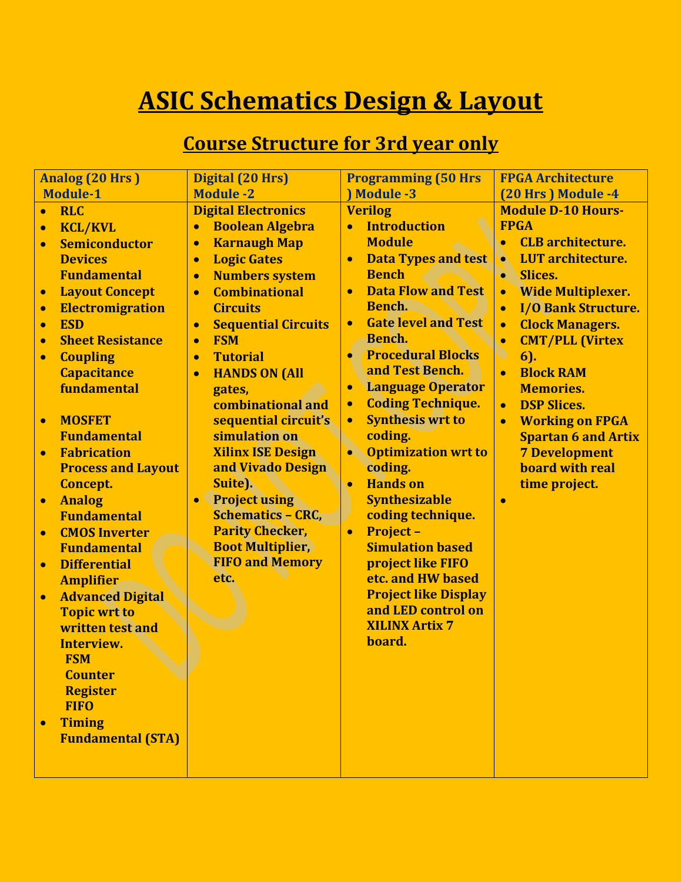# ASIC Schematics Design & Layout

## Course Structure for 3rd year only

| Analog (20 Hrs ) Module-1 | Digital (20 Hrs) Module -2 | Programming (50 Hrs ) Module -3 | FPGA Architecture (20 Hrs ) Module -4 |
|---|---|---|---|
| • RLC<br>• KCL/KVL<br>• Semiconductor Devices Fundamental<br>• Layout Concept<br>• Electromigration<br>• ESD<br>• Sheet Resistance<br>• Coupling Capacitance fundamental<br><br>• MOSFET Fundamental<br>• Fabrication Process and Layout Concept.<br>• Analog Fundamental<br>• CMOS Inverter Fundamental<br>• Differential Amplifier<br>• Advanced Digital Topic wrt to written test and Interview.<br>FSM<br>Counter<br>Register<br>FIFO<br>• Timing Fundamental (STA) | **Digital Electronics**<br>• Boolean Algebra<br>• Karnaugh Map<br>• Logic Gates<br>• Numbers system<br>• Combinational Circuits<br>• Sequential Circuits<br>• FSM<br>• Tutorial<br>• HANDS ON (All gates, combinational and sequential circuit's simulation on Xilinx ISE Design and Vivado Design Suite).<br>• Project using Schematics – CRC, Parity Checker, Boot Multiplier, FIFO and Memory etc. | **Verilog**<br>• Introduction Module<br>• Data Types and test Bench<br>• Data Flow and Test Bench.<br>• Gate level and Test Bench.<br>• Procedural Blocks and Test Bench.<br>• Language Operator<br>• Coding Technique.<br>• Synthesis wrt to coding.<br>• Optimization wrt to coding.<br>• Hands on Synthesizable coding technique.<br>• Project – Simulation based project like FIFO etc. and HW based Project like Display and LED control on XILINX Artix 7 board. | **Module D-10 Hours-FPGA**<br>• CLB architecture.<br>• LUT architecture.<br>• Slices.<br>• Wide Multiplexer.<br>• I/O Bank Structure.<br>• Clock Managers.<br>• CMT/PLL (Virtex 6).<br>• Block RAM Memories.<br>• DSP Slices.<br>• Working on FPGA Spartan 6 and Artix 7 Development board with real time project.<br>• |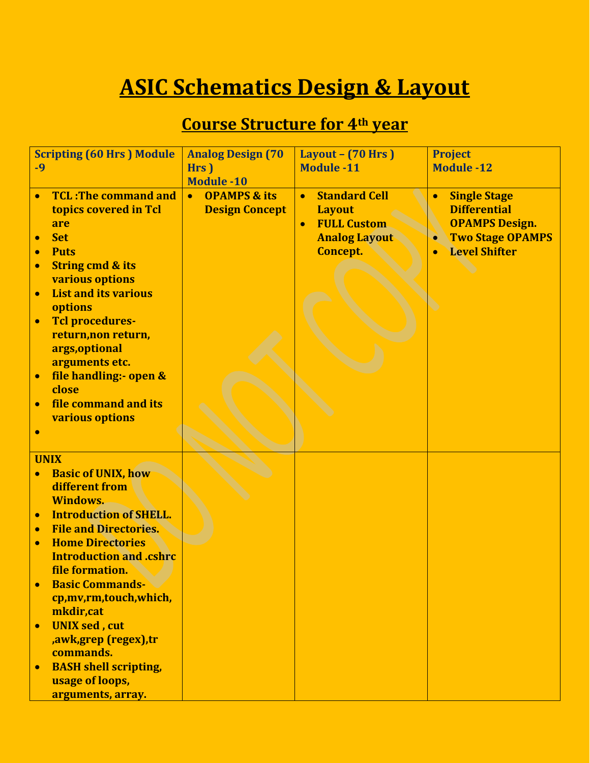# ASIC Schematics Design & Layout

## Course Structure for 4th year

| Scripting (60 Hrs ) Module -9 | Analog Design (70 Hrs ) Module -10 | Layout – (70 Hrs ) Module -11 | Project Module -12 |
|---|---|---|---|
| • **TCL :The command and topics covered in Tcl are**<br>• **Set**<br>• **Puts**<br>• **String cmd & its various options**<br>• **List and its various options**<br>• **Tcl procedures-return,non return, args,optional arguments etc.**<br>• **file handling:- open & close**<br>• **file command and its various options**<br>• | • **OPAMPS & its Design Concept** | • **Standard Cell Layout**<br>• **FULL Custom Analog Layout Concept.** | • **Single Stage Differential OPAMPS Design.**<br>• **Two Stage OPAMPS**<br>• **Level Shifter** |
| **UNIX**<br>• **Basic of UNIX, how different from Windows.**<br>• **Introduction of SHELL.**<br>• **File and Directories.**<br>• **Home Directories Introduction and .cshrc file formation.**<br>• **Basic Commands-cp,mv,rm,touch,which, mkdir,cat**<br>• **UNIX sed , cut ,awk,grep (regex),tr commands.**<br>• **BASH shell scripting, usage of loops, arguments, array.** | | | |